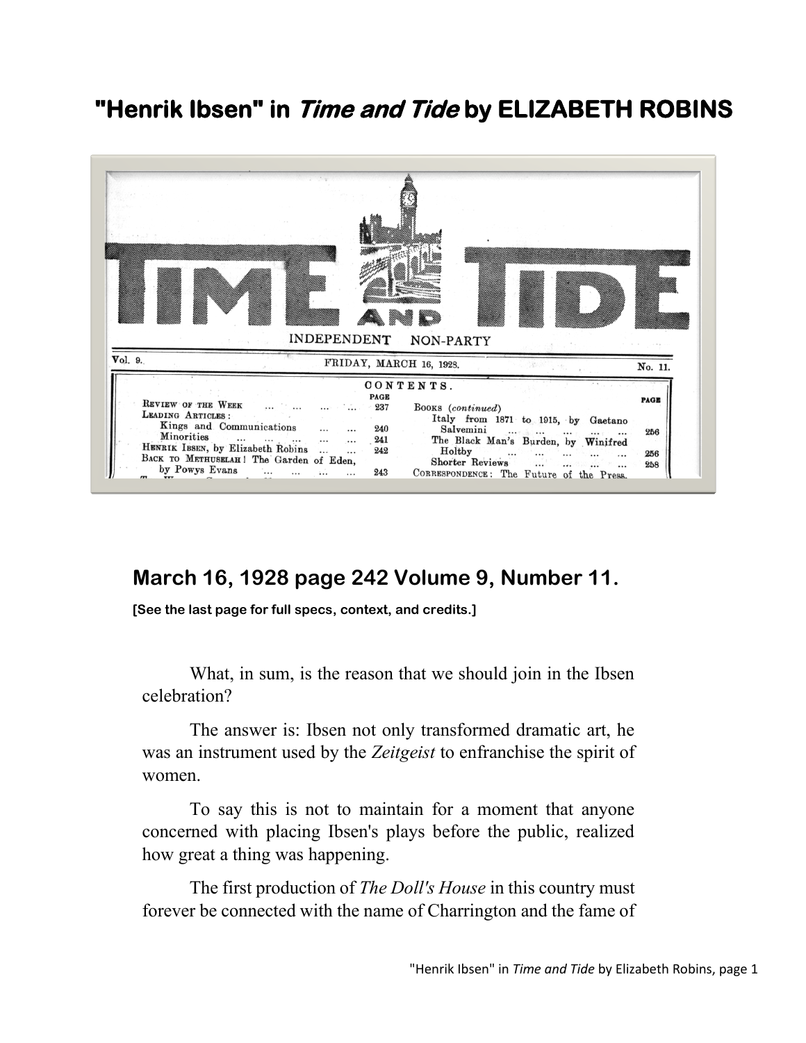# "Henrik Ibsen" in *Time and Tide* by ELIZABETH ROBINS

TIME AND TIDE

INDEPENDENT NON-PARTY

Vol. 9. FRIDAY, MARCH 16, 1928. No. 11.

CONTENTS.

| | PAGE | | PAGE |
|---|---|---|---|
| REVIEW OF THE WEEK | 237 | BOOKS (*continued*) | |
| LEADING ARTICLES: | | Italy from 1871 to 1915, by Gaetano Salvemini | 256 |
| Kings and Communications | 240 | The Black Man's Burden, by Winifred Holtby | 256 |
| Minorities | 241 | Shorter Reviews | 258 |
| HENRIK IBSEN, by Elizabeth Robins | 242 | CORRESPONDENCE: The Future of the Press. | |
| BACK TO METHUSELAH! The Garden of Eden, by Powys Evans | 243 | | |

## March 16, 1928 page 242 Volume 9, Number 11.

**[See the last page for full specs, context, and credits.]**

What, in sum, is the reason that we should join in the Ibsen celebration?

The answer is: Ibsen not only transformed dramatic art, he was an instrument used by the *Zeitgeist* to enfranchise the spirit of women.

To say this is not to maintain for a moment that anyone concerned with placing Ibsen's plays before the public, realized how great a thing was happening.

The first production of *The Doll's House* in this country must forever be connected with the name of Charrington and the fame of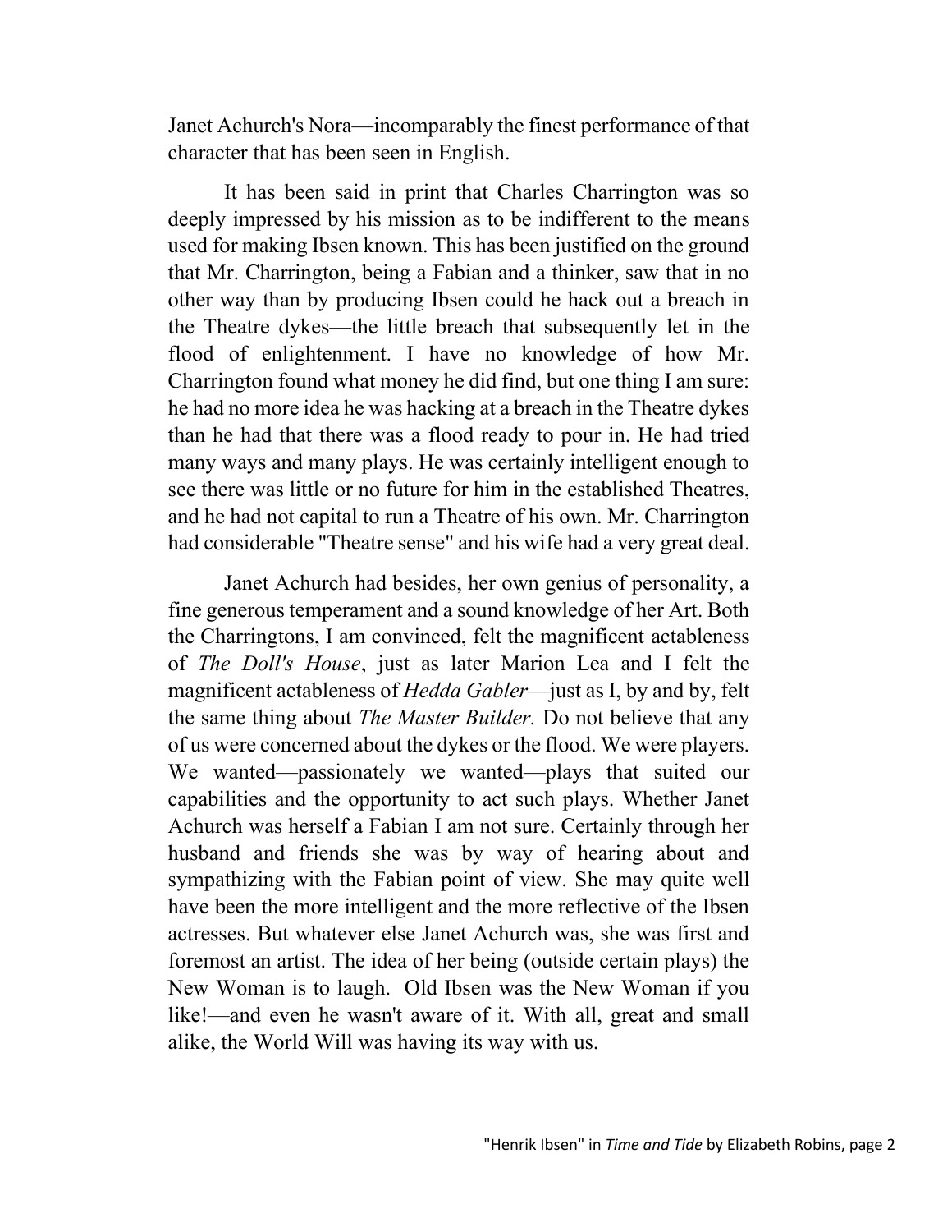Janet Achurch's Nora—incomparably the finest performance of that character that has been seen in English.

It has been said in print that Charles Charrington was so deeply impressed by his mission as to be indifferent to the means used for making Ibsen known. This has been justified on the ground that Mr. Charrington, being a Fabian and a thinker, saw that in no other way than by producing Ibsen could he hack out a breach in the Theatre dykes—the little breach that subsequently let in the flood of enlightenment. I have no knowledge of how Mr. Charrington found what money he did find, but one thing I am sure: he had no more idea he was hacking at a breach in the Theatre dykes than he had that there was a flood ready to pour in. He had tried many ways and many plays. He was certainly intelligent enough to see there was little or no future for him in the established Theatres, and he had not capital to run a Theatre of his own. Mr. Charrington had considerable "Theatre sense" and his wife had a very great deal.

Janet Achurch had besides, her own genius of personality, a fine generous temperament and a sound knowledge of her Art. Both the Charringtons, I am convinced, felt the magnificent actableness of *The Doll's House*, just as later Marion Lea and I felt the magnificent actableness of *Hedda Gabler*—just as I, by and by, felt the same thing about *The Master Builder.* Do not believe that any of us were concerned about the dykes or the flood. We were players. We wanted—passionately we wanted—plays that suited our capabilities and the opportunity to act such plays. Whether Janet Achurch was herself a Fabian I am not sure. Certainly through her husband and friends she was by way of hearing about and sympathizing with the Fabian point of view. She may quite well have been the more intelligent and the more reflective of the Ibsen actresses. But whatever else Janet Achurch was, she was first and foremost an artist. The idea of her being (outside certain plays) the New Woman is to laugh. Old Ibsen was the New Woman if you like!—and even he wasn't aware of it. With all, great and small alike, the World Will was having its way with us.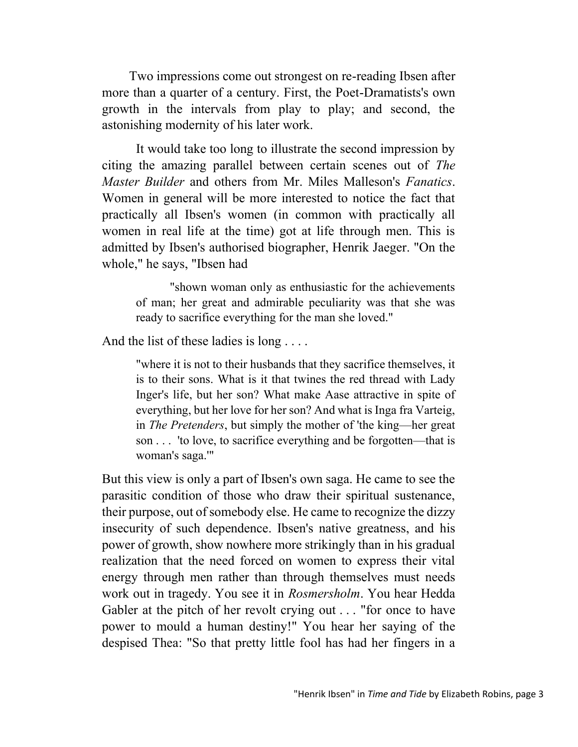Two impressions come out strongest on re-reading Ibsen after more than a quarter of a century. First, the Poet-Dramatists's own growth in the intervals from play to play; and second, the astonishing modernity of his later work.

It would take too long to illustrate the second impression by citing the amazing parallel between certain scenes out of *The Master Builder* and others from Mr. Miles Malleson's *Fanatics*. Women in general will be more interested to notice the fact that practically all Ibsen's women (in common with practically all women in real life at the time) got at life through men. This is admitted by Ibsen's authorised biographer, Henrik Jaeger. "On the whole," he says, "Ibsen had

> "shown woman only as enthusiastic for the achievements of man; her great and admirable peculiarity was that she was ready to sacrifice everything for the man she loved."

And the list of these ladies is long . . . .

> "where it is not to their husbands that they sacrifice themselves, it is to their sons. What is it that twines the red thread with Lady Inger's life, but her son? What make Aase attractive in spite of everything, but her love for her son? And what is Inga fra Varteig, in *The Pretenders*, but simply the mother of 'the king—her great son . . . 'to love, to sacrifice everything and be forgotten—that is woman's saga.'"

But this view is only a part of Ibsen's own saga. He came to see the parasitic condition of those who draw their spiritual sustenance, their purpose, out of somebody else. He came to recognize the dizzy insecurity of such dependence. Ibsen's native greatness, and his power of growth, show nowhere more strikingly than in his gradual realization that the need forced on women to express their vital energy through men rather than through themselves must needs work out in tragedy. You see it in *Rosmersholm*. You hear Hedda Gabler at the pitch of her revolt crying out . . . "for once to have power to mould a human destiny!" You hear her saying of the despised Thea: "So that pretty little fool has had her fingers in a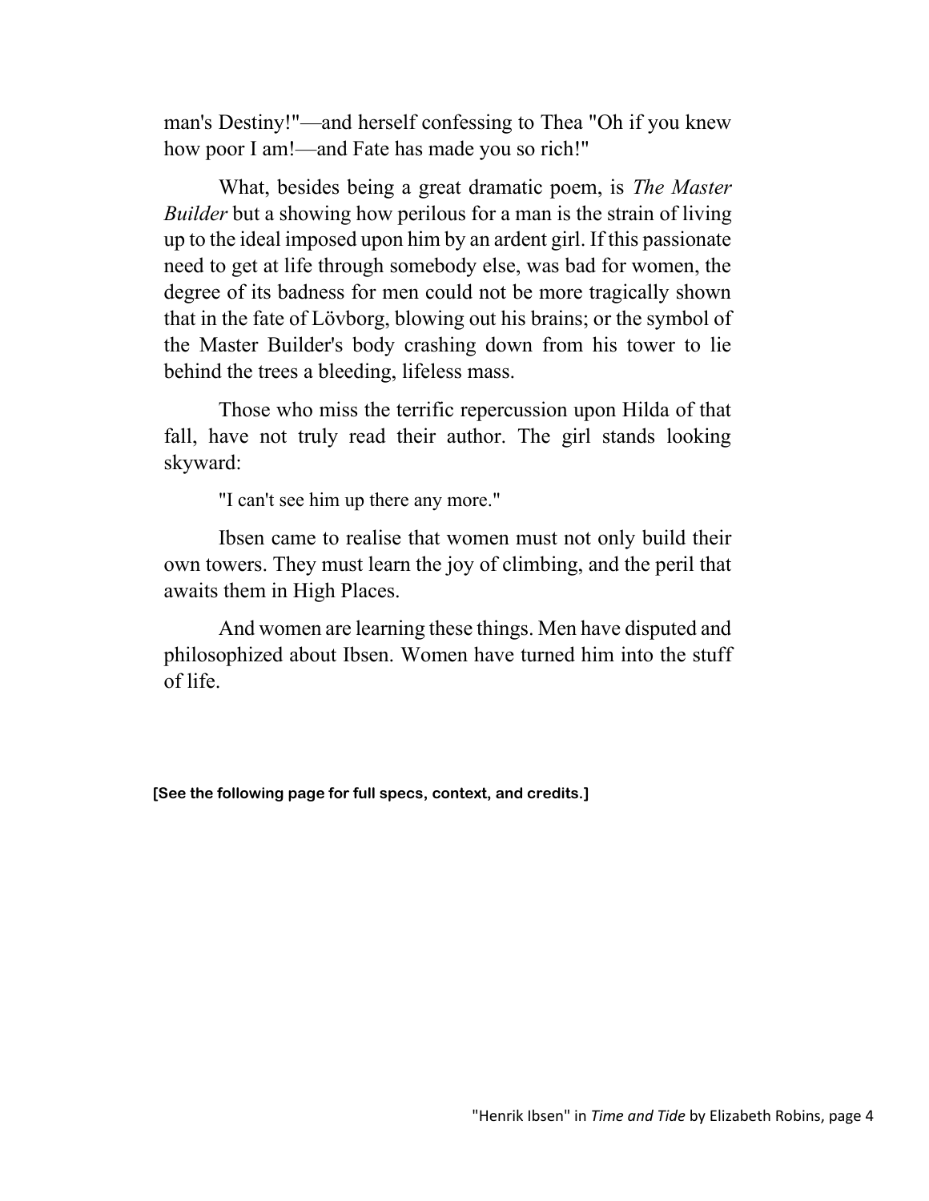man's Destiny!"—and herself confessing to Thea "Oh if you knew how poor I am!—and Fate has made you so rich!"

What, besides being a great dramatic poem, is *The Master Builder* but a showing how perilous for a man is the strain of living up to the ideal imposed upon him by an ardent girl. If this passionate need to get at life through somebody else, was bad for women, the degree of its badness for men could not be more tragically shown that in the fate of Lövborg, blowing out his brains; or the symbol of the Master Builder's body crashing down from his tower to lie behind the trees a bleeding, lifeless mass.

Those who miss the terrific repercussion upon Hilda of that fall, have not truly read their author. The girl stands looking skyward:

"I can't see him up there any more."

Ibsen came to realise that women must not only build their own towers. They must learn the joy of climbing, and the peril that awaits them in High Places.

And women are learning these things. Men have disputed and philosophized about Ibsen. Women have turned him into the stuff of life.

**[See the following page for full specs, context, and credits.]**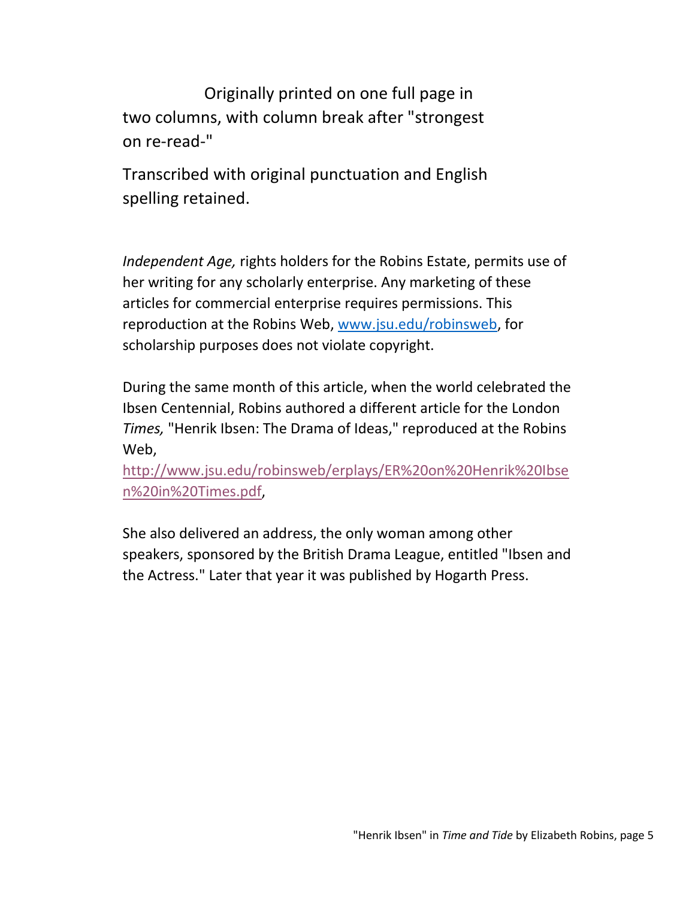Originally printed on one full page in two columns, with column break after "strongest on re-read-"

Transcribed with original punctuation and English spelling retained.

*Independent Age,* rights holders for the Robins Estate, permits use of her writing for any scholarly enterprise. Any marketing of these articles for commercial enterprise requires permissions. This reproduction at the Robins Web, [www.jsu.edu/robinsweb](www.jsu.edu/robinsweb), for scholarship purposes does not violate copyright.

During the same month of this article, when the world celebrated the Ibsen Centennial, Robins authored a different article for the London *Times,* "Henrik Ibsen: The Drama of Ideas," reproduced at the Robins Web, [http://www.jsu.edu/robinsweb/erplays/ER%20on%20Henrik%20Ibsen%20in%20Times.pdf](http://www.jsu.edu/robinsweb/erplays/ER%20on%20Henrik%20Ibsen%20in%20Times.pdf),

She also delivered an address, the only woman among other speakers, sponsored by the British Drama League, entitled "Ibsen and the Actress." Later that year it was published by Hogarth Press.